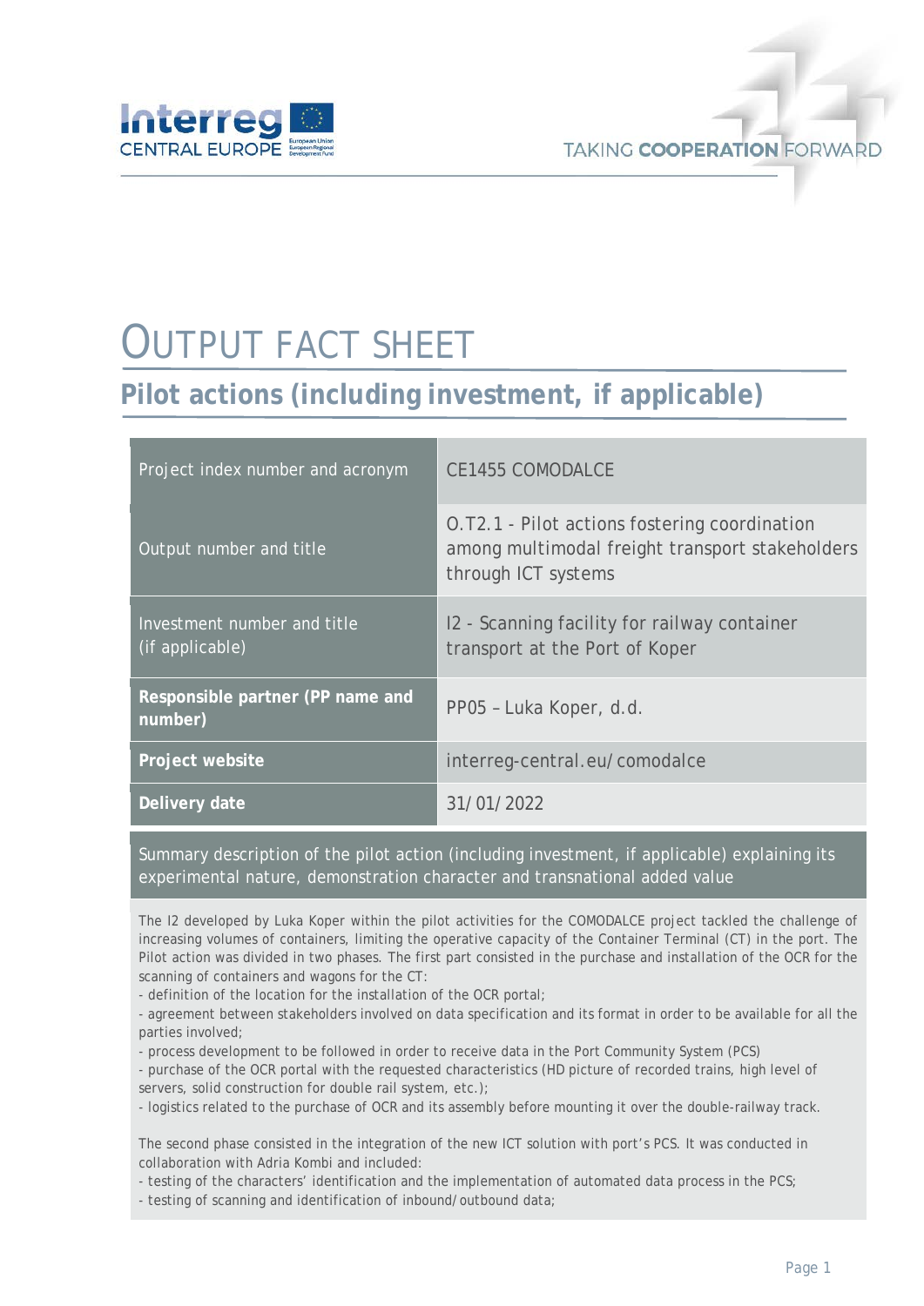# OUTPUT FACT SHEET

## Pilot actions (including investment, if applicable)

| | |
|---|---|
| Project index number and acronym | CE1455 COMODALCE |
| Output number and title | O.T2.1 - Pilot actions fostering coordination among multimodal freight transport stakeholders through ICT systems |
| Investment number and title (if applicable) | I2 - Scanning facility for railway container transport at the Port of Koper |
| **Responsible partner (PP name and number)** | PP05 – Luka Koper, d.d. |
| **Project website** | interreg-central.eu/comodalce |
| **Delivery date** | 31/01/2022 |

**Summary description of the pilot action (including investment, if applicable) explaining its experimental nature, demonstration character and transnational added value**

The I2 developed by Luka Koper within the pilot activities for the COMODALCE project tackled the challenge of increasing volumes of containers, limiting the operative capacity of the Container Terminal (CT) in the port. The Pilot action was divided in two phases. The first part consisted in the purchase and installation of the OCR for the scanning of containers and wagons for the CT:

- definition of the location for the installation of the OCR portal;
- agreement between stakeholders involved on data specification and its format in order to be available for all the parties involved;
- process development to be followed in order to receive data in the Port Community System (PCS)
- purchase of the OCR portal with the requested characteristics (HD picture of recorded trains, high level of servers, solid construction for double rail system, etc.);
- logistics related to the purchase of OCR and its assembly before mounting it over the double-railway track.

The second phase consisted in the integration of the new ICT solution with port's PCS. It was conducted in collaboration with Adria Kombi and included:

- testing of the characters' identification and the implementation of automated data process in the PCS;
- testing of scanning and identification of inbound/outbound data;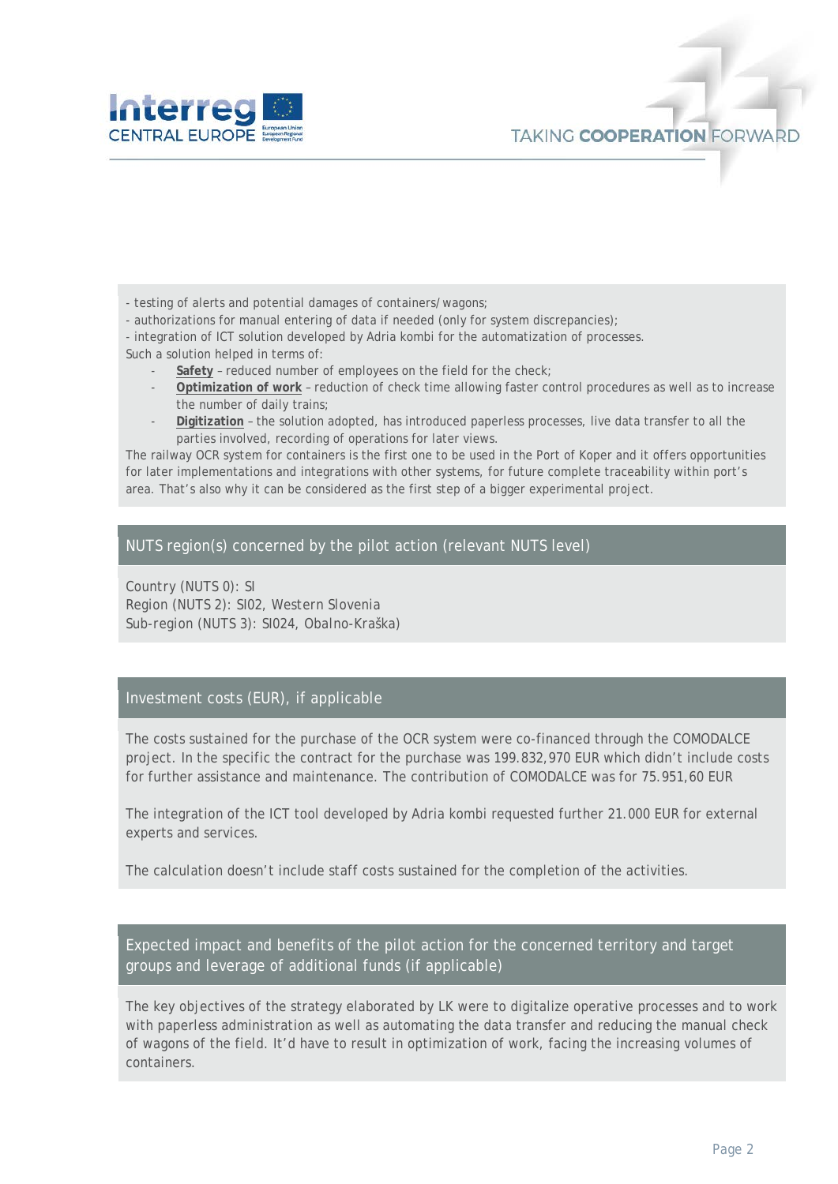- testing of alerts and potential damages of containers/wagons;
- authorizations for manual entering of data if needed (only for system discrepancies);
- integration of ICT solution developed by Adria kombi for the automatization of processes.

Such a solution helped in terms of:

- **Safety** – reduced number of employees on the field for the check;
- **Optimization of work** – reduction of check time allowing faster control procedures as well as to increase the number of daily trains;
- **Digitization** – the solution adopted, has introduced paperless processes, live data transfer to all the parties involved, recording of operations for later views.

The railway OCR system for containers is the first one to be used in the Port of Koper and it offers opportunities for later implementations and integrations with other systems, for future complete traceability within port's area. That's also why it can be considered as the first step of a bigger experimental project.

## NUTS region(s) concerned by the pilot action (relevant NUTS level)

Country (NUTS 0): SI
Region (NUTS 2): SI02, Western Slovenia
Sub-region (NUTS 3): SI024, Obalno-Kraška)

## Investment costs (EUR), if applicable

The costs sustained for the purchase of the OCR system were co-financed through the COMODALCE project. In the specific the contract for the purchase was 199.832,970 EUR which didn't include costs for further assistance and maintenance. The contribution of COMODALCE was for 75.951,60 EUR

The integration of the ICT tool developed by Adria kombi requested further 21.000 EUR for external experts and services.

The calculation doesn't include staff costs sustained for the completion of the activities.

## Expected impact and benefits of the pilot action for the concerned territory and target groups and leverage of additional funds (if applicable)

The key objectives of the strategy elaborated by LK were to digitalize operative processes and to work with paperless administration as well as automating the data transfer and reducing the manual check of wagons of the field. It'd have to result in optimization of work, facing the increasing volumes of containers.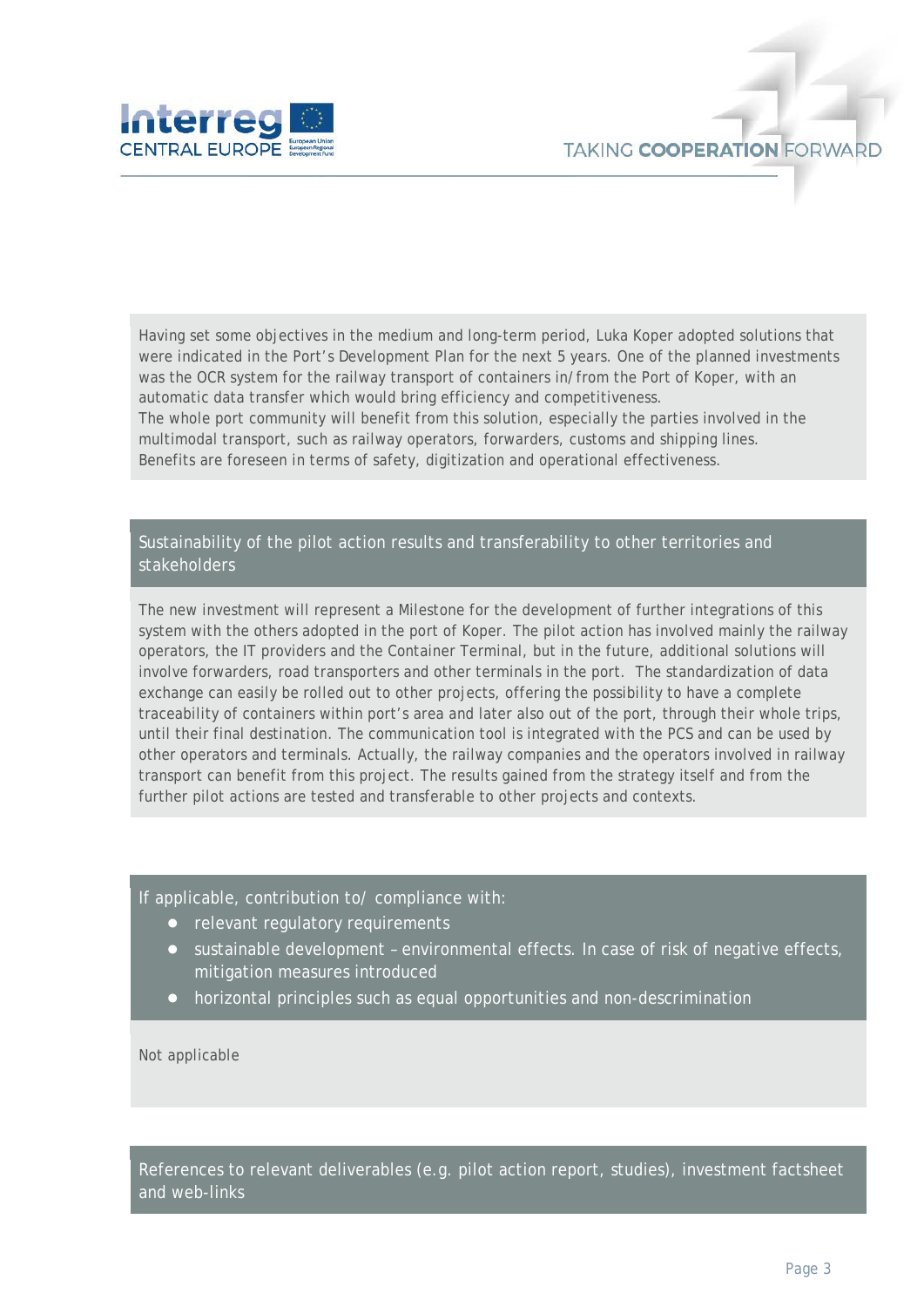Having set some objectives in the medium and long-term period, Luka Koper adopted solutions that were indicated in the Port's Development Plan for the next 5 years. One of the planned investments was the OCR system for the railway transport of containers in/from the Port of Koper, with an automatic data transfer which would bring efficiency and competitiveness.
The whole port community will benefit from this solution, especially the parties involved in the multimodal transport, such as railway operators, forwarders, customs and shipping lines.
Benefits are foreseen in terms of safety, digitization and operational effectiveness.

## Sustainability of the pilot action results and transferability to other territories and stakeholders

The new investment will represent a Milestone for the development of further integrations of this system with the others adopted in the port of Koper. The pilot action has involved mainly the railway operators, the IT providers and the Container Terminal, but in the future, additional solutions will involve forwarders, road transporters and other terminals in the port. The standardization of data exchange can easily be rolled out to other projects, offering the possibility to have a complete traceability of containers within port's area and later also out of the port, through their whole trips, until their final destination. The communication tool is integrated with the PCS and can be used by other operators and terminals. Actually, the railway companies and the operators involved in railway transport can benefit from this project. The results gained from the strategy itself and from the further pilot actions are tested and transferable to other projects and contexts.

## If applicable, contribution to/ compliance with:

- relevant regulatory requirements
- sustainable development – environmental effects. In case of risk of negative effects, mitigation measures introduced
- horizontal principles such as equal opportunities and non-descrimination

Not applicable

## References to relevant deliverables (e.g. pilot action report, studies), investment factsheet and web-links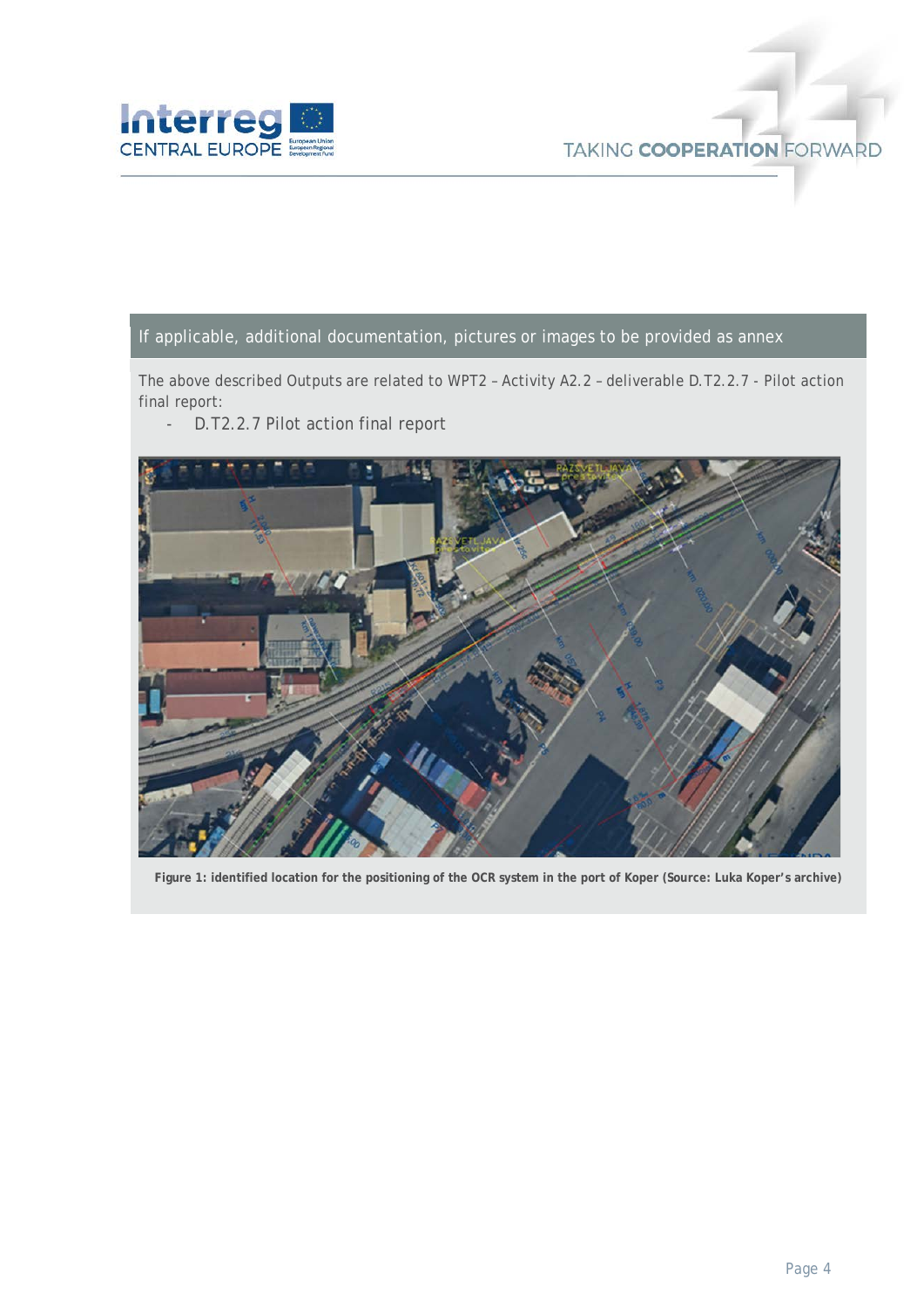## If applicable, additional documentation, pictures or images to be provided as annex

The above described Outputs are related to WPT2 – Activity A2.2 – deliverable D.T2.2.7 - Pilot action final report:

- D.T2.2.7 Pilot action final report

**Figure 1: identified location for the positioning of the OCR system in the port of Koper (Source: Luka Koper's archive)**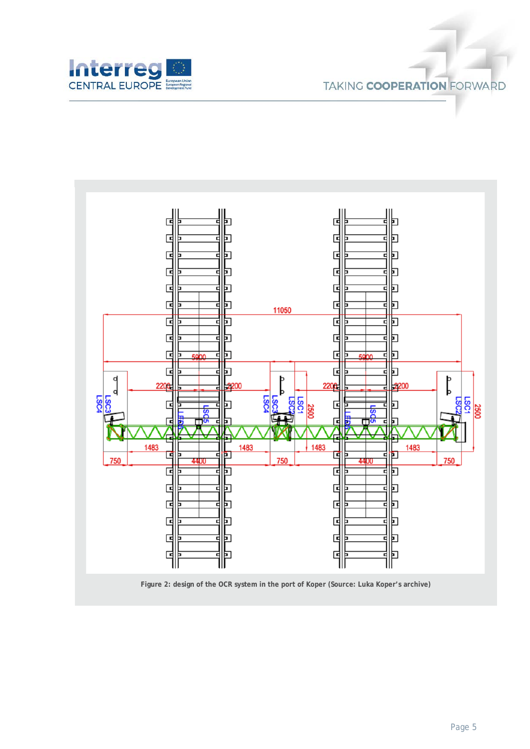Figure 2: design of the OCR system in the port of Koper (Source: Luka Koper's archive)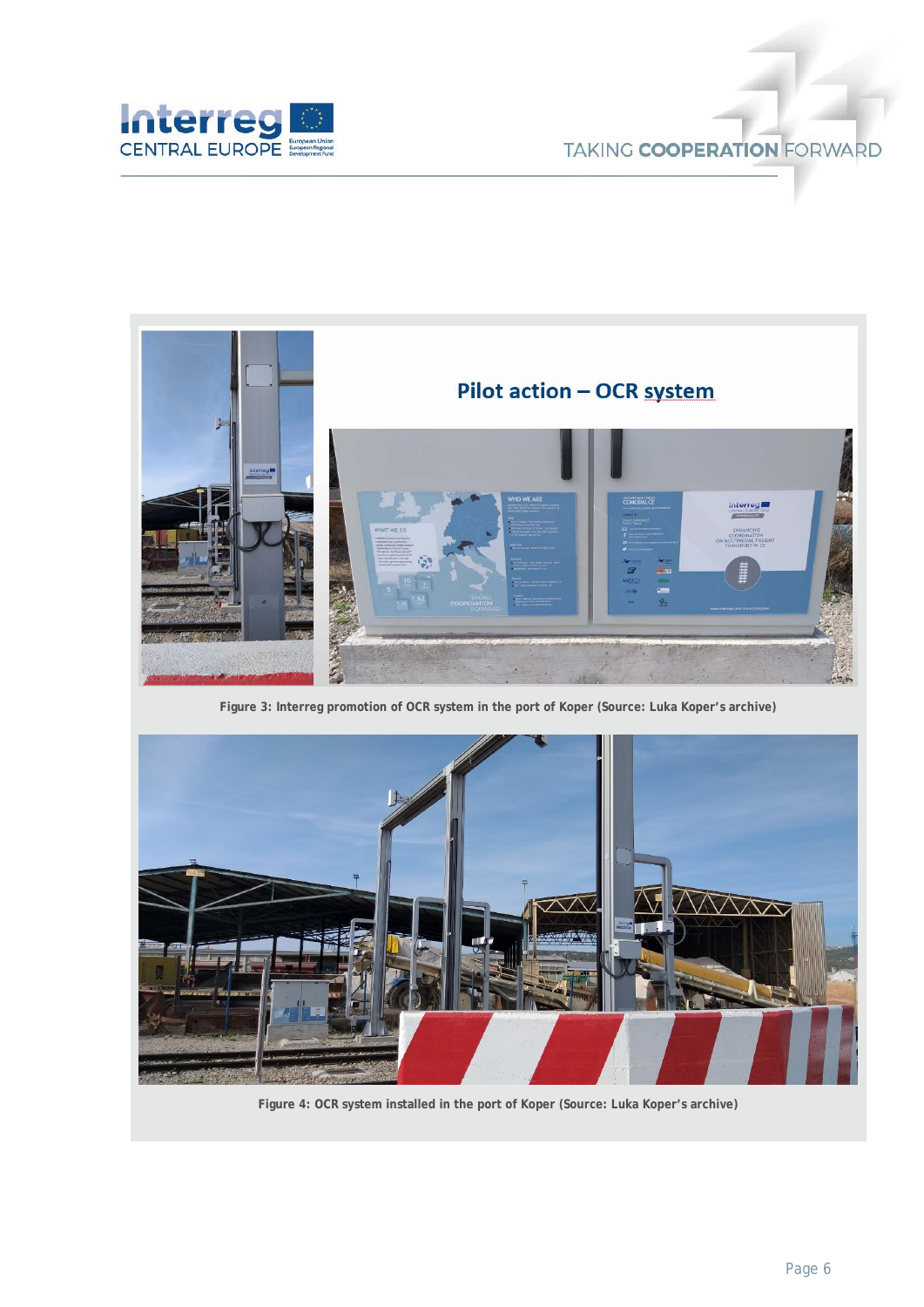Pilot action – OCR system

Figure 3: Interreg promotion of OCR system in the port of Koper (Source: Luka Koper's archive)

Figure 4: OCR system installed in the port of Koper (Source: Luka Koper's archive)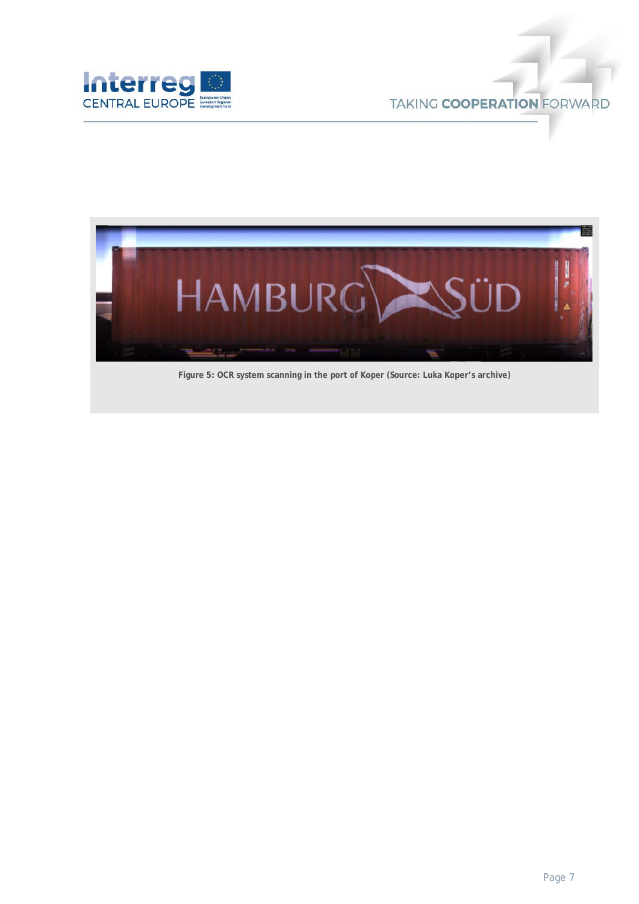Figure 5: OCR system scanning in the port of Koper (Source: Luka Koper's archive)